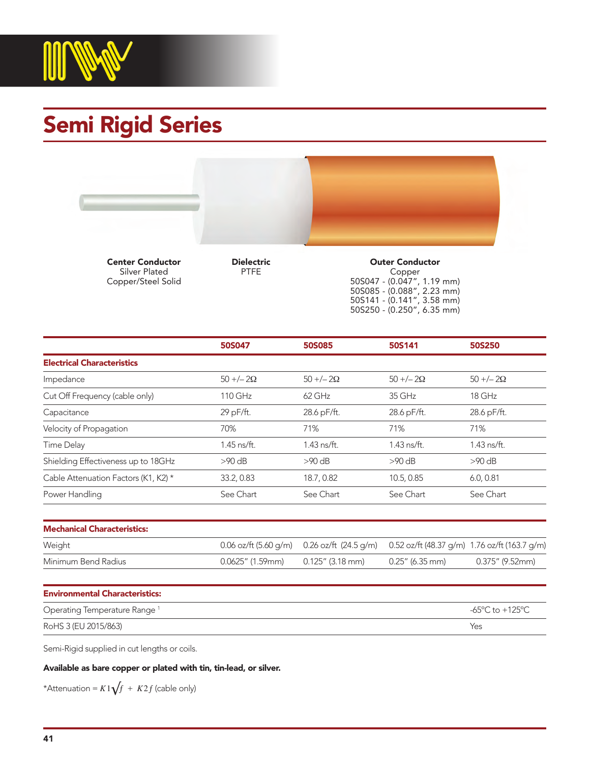# Semi Rigid Series

**Center Conductor**
Silver Plated
Copper/Steel Solid

**Dielectric**
PTFE

**Outer Conductor**
Copper
50S047 - (0.047", 1.19 mm)
50S085 - (0.088", 2.23 mm)
50S141 - (0.141", 3.58 mm)
50S250 - (0.250", 6.35 mm)

| | 50S047 | 50S085 | 50S141 | 50S250 |
|---|---|---|---|---|
| **Electrical Characteristics** | | | | |
| Impedance | 50 +/– 2Ω | 50 +/– 2Ω | 50 +/– 2Ω | 50 +/– 2Ω |
| Cut Off Frequency (cable only) | 110 GHz | 62 GHz | 35 GHz | 18 GHz |
| Capacitance | 29 pF/ft. | 28.6 pF/ft. | 28.6 pF/ft. | 28.6 pF/ft. |
| Velocity of Propagation | 70% | 71% | 71% | 71% |
| Time Delay | 1.45 ns/ft. | 1.43 ns/ft. | 1.43 ns/ft. | 1.43 ns/ft. |
| Shielding Effectiveness up to 18GHz | >90 dB | >90 dB | >90 dB | >90 dB |
| Cable Attenuation Factors (K1, K2) * | 33.2, 0.83 | 18.7, 0.82 | 10.5, 0.85 | 6.0, 0.81 |
| Power Handling | See Chart | See Chart | See Chart | See Chart |

| **Mechanical Characteristics:** | | | | |
|---|---|---|---|---|
| Weight | 0.06 oz/ft (5.60 g/m) | 0.26 oz/ft (24.5 g/m) | 0.52 oz/ft (48.37 g/m) | 1.76 oz/ft (163.7 g/m) |
| Minimum Bend Radius | 0.0625" (1.59mm) | 0.125" (3.18 mm) | 0.25" (6.35 mm) | 0.375" (9.52mm) |

| **Environmental Characteristics:** | |
|---|---|
| Operating Temperature Range [1] | -65°C to +125°C |
| RoHS 3 (EU 2015/863) | Yes |

Semi-Rigid supplied in cut lengths or coils.

**Available as bare copper or plated with tin, tin-lead, or silver.**

*Attenuation = $K1\sqrt{f} + K2f$ (cable only)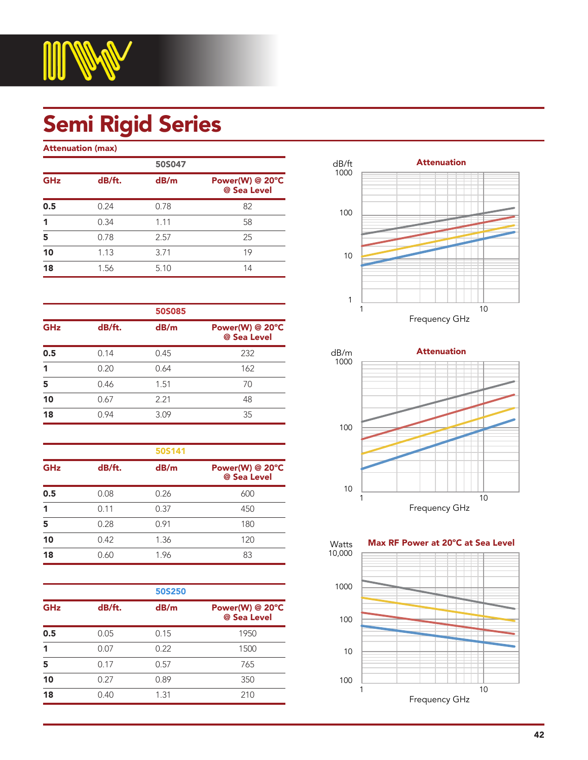# Semi Rigid Series

**Attenuation (max)**

| | | 50S047 | |
|---|---|---|---|
| **GHz** | **dB/ft.** | **dB/m** | **Power(W) @ 20°C @ Sea Level** |
| **0.5** | 0.24 | 0.78 | 82 |
| **1** | 0.34 | 1.11 | 58 |
| **5** | 0.78 | 2.57 | 25 |
| **10** | 1.13 | 3.71 | 19 |
| **18** | 1.56 | 5.10 | 14 |

| | | 50S085 | |
|---|---|---|---|
| **GHz** | **dB/ft.** | **dB/m** | **Power(W) @ 20°C @ Sea Level** |
| **0.5** | 0.14 | 0.45 | 232 |
| **1** | 0.20 | 0.64 | 162 |
| **5** | 0.46 | 1.51 | 70 |
| **10** | 0.67 | 2.21 | 48 |
| **18** | 0.94 | 3.09 | 35 |

| | | 50S141 | |
|---|---|---|---|
| **GHz** | **dB/ft.** | **dB/m** | **Power(W) @ 20°C @ Sea Level** |
| **0.5** | 0.08 | 0.26 | 600 |
| **1** | 0.11 | 0.37 | 450 |
| **5** | 0.28 | 0.91 | 180 |
| **10** | 0.42 | 1.36 | 120 |
| **18** | 0.60 | 1.96 | 83 |

| | | 50S250 | |
|---|---|---|---|
| **GHz** | **dB/ft.** | **dB/m** | **Power(W) @ 20°C @ Sea Level** |
| **0.5** | 0.05 | 0.15 | 1950 |
| **1** | 0.07 | 0.22 | 1500 |
| **5** | 0.17 | 0.57 | 765 |
| **10** | 0.27 | 0.89 | 350 |
| **18** | 0.40 | 1.31 | 210 |

**Attenuation**

dB/ft
1000
100
10
1
1
10
Frequency GHz

**Attenuation**

dB/m
1000
100
10
1
10
Frequency GHz

**Max RF Power at 20°C at Sea Level**

Watts
10,000
1000
100
10
100
1
10
Frequency GHz